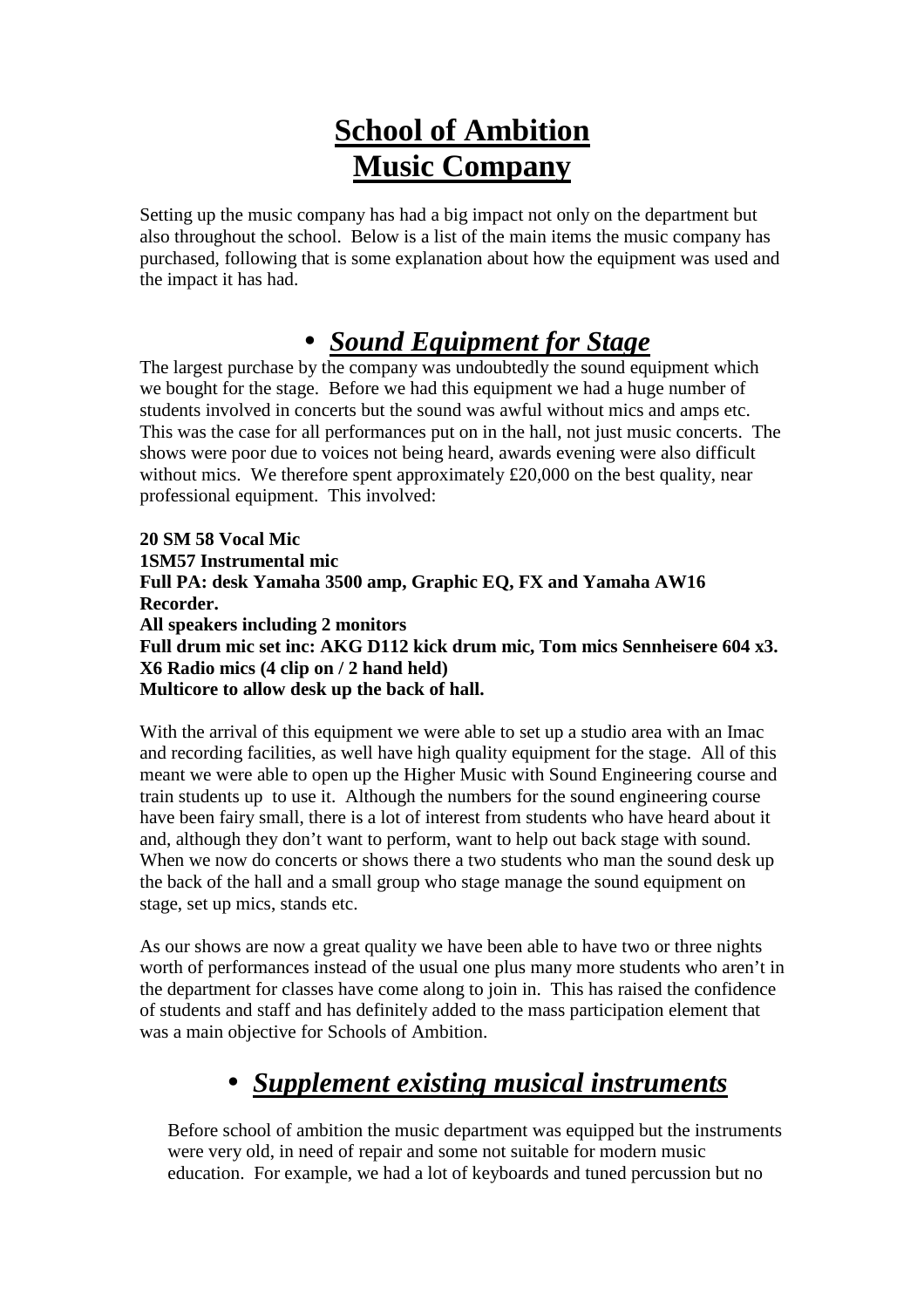# School of Ambition
# Music Company

Setting up the music company has had a big impact not only on the department but also throughout the school. Below is a list of the main items the music company has purchased, following that is some explanation about how the equipment was used and the impact it has had.

## • *Sound Equipment for Stage*

The largest purchase by the company was undoubtedly the sound equipment which we bought for the stage. Before we had this equipment we had a huge number of students involved in concerts but the sound was awful without mics and amps etc. This was the case for all performances put on in the hall, not just music concerts. The shows were poor due to voices not being heard, awards evening were also difficult without mics. We therefore spent approximately £20,000 on the best quality, near professional equipment. This involved:

**20 SM 58 Vocal Mic**
**1SM57 Instrumental mic**
**Full PA: desk Yamaha 3500 amp, Graphic EQ, FX and Yamaha AW16 Recorder.**
**All speakers including 2 monitors**
**Full drum mic set inc: AKG D112 kick drum mic, Tom mics Sennheisere 604 x3.**
**X6 Radio mics (4 clip on / 2 hand held)**
**Multicore to allow desk up the back of hall.**

With the arrival of this equipment we were able to set up a studio area with an Imac and recording facilities, as well have high quality equipment for the stage. All of this meant we were able to open up the Higher Music with Sound Engineering course and train students up to use it. Although the numbers for the sound engineering course have been fairy small, there is a lot of interest from students who have heard about it and, although they don't want to perform, want to help out back stage with sound. When we now do concerts or shows there a two students who man the sound desk up the back of the hall and a small group who stage manage the sound equipment on stage, set up mics, stands etc.

As our shows are now a great quality we have been able to have two or three nights worth of performances instead of the usual one plus many more students who aren't in the department for classes have come along to join in. This has raised the confidence of students and staff and has definitely added to the mass participation element that was a main objective for Schools of Ambition.

## • *Supplement existing musical instruments*

Before school of ambition the music department was equipped but the instruments were very old, in need of repair and some not suitable for modern music education. For example, we had a lot of keyboards and tuned percussion but no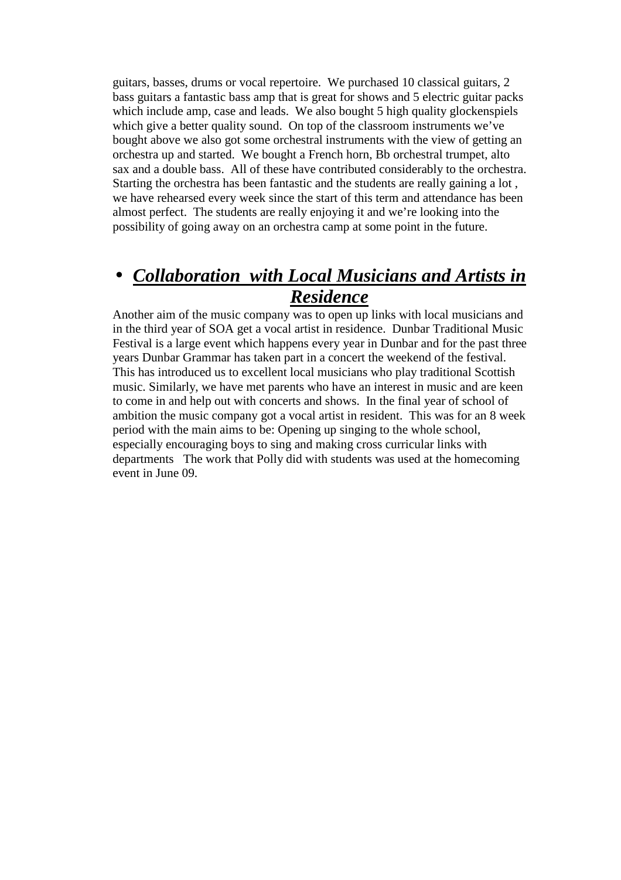guitars, basses, drums or vocal repertoire. We purchased 10 classical guitars, 2 bass guitars a fantastic bass amp that is great for shows and 5 electric guitar packs which include amp, case and leads. We also bought 5 high quality glockenspiels which give a better quality sound. On top of the classroom instruments we've bought above we also got some orchestral instruments with the view of getting an orchestra up and started. We bought a French horn, Bb orchestral trumpet, alto sax and a double bass. All of these have contributed considerably to the orchestra. Starting the orchestra has been fantastic and the students are really gaining a lot , we have rehearsed every week since the start of this term and attendance has been almost perfect. The students are really enjoying it and we're looking into the possibility of going away on an orchestra camp at some point in the future.

## • ***Collaboration with Local Musicians and Artists in Residence***

Another aim of the music company was to open up links with local musicians and in the third year of SOA get a vocal artist in residence. Dunbar Traditional Music Festival is a large event which happens every year in Dunbar and for the past three years Dunbar Grammar has taken part in a concert the weekend of the festival. This has introduced us to excellent local musicians who play traditional Scottish music. Similarly, we have met parents who have an interest in music and are keen to come in and help out with concerts and shows. In the final year of school of ambition the music company got a vocal artist in resident. This was for an 8 week period with the main aims to be: Opening up singing to the whole school, especially encouraging boys to sing and making cross curricular links with departments The work that Polly did with students was used at the homecoming event in June 09.